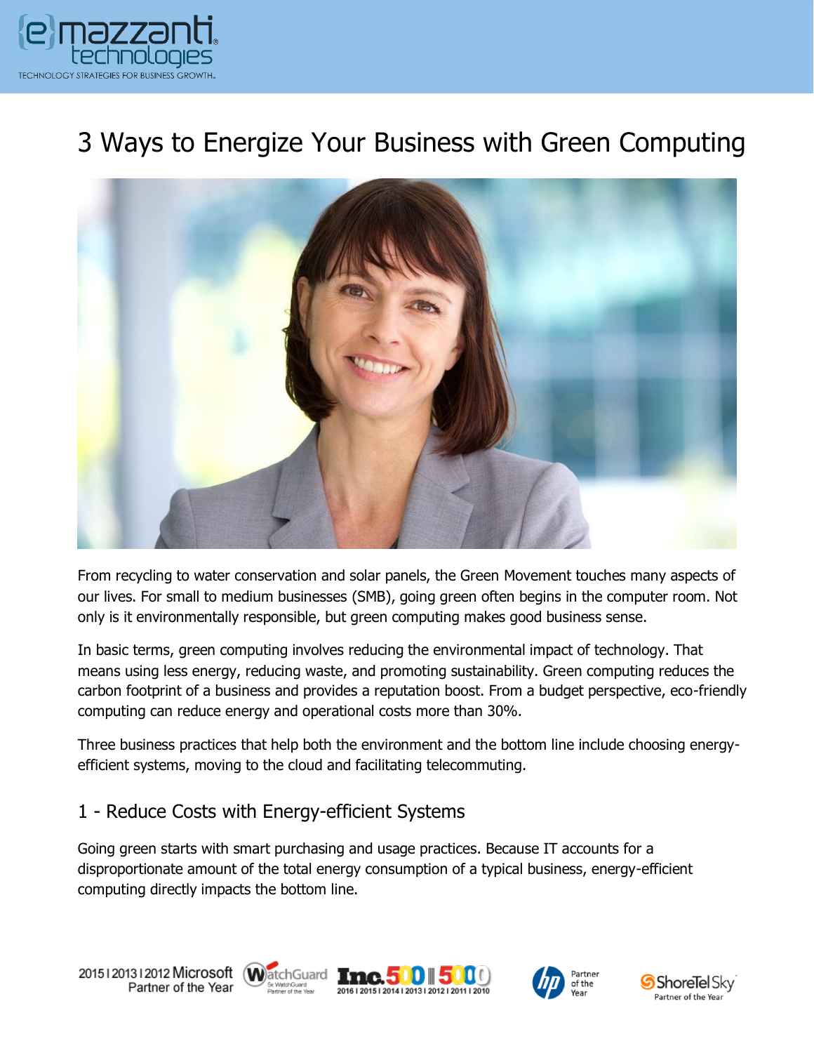# 3 Ways to Energize Your Business with Green Computing

From recycling to water conservation and solar panels, the Green Movement touches many aspects of our lives. For small to medium businesses (SMB), going green often begins in the computer room. Not only is it environmentally responsible, but green computing makes good business sense.

In basic terms, green computing involves reducing the environmental impact of technology. That means using less energy, reducing waste, and promoting sustainability. Green computing reduces the carbon footprint of a business and provides a reputation boost. From a budget perspective, eco-friendly computing can reduce energy and operational costs more than 30%.

Three business practices that help both the environment and the bottom line include choosing energy-efficient systems, moving to the cloud and facilitating telecommuting.

## 1 - Reduce Costs with Energy-efficient Systems

Going green starts with smart purchasing and usage practices. Because IT accounts for a disproportionate amount of the total energy consumption of a typical business, energy-efficient computing directly impacts the bottom line.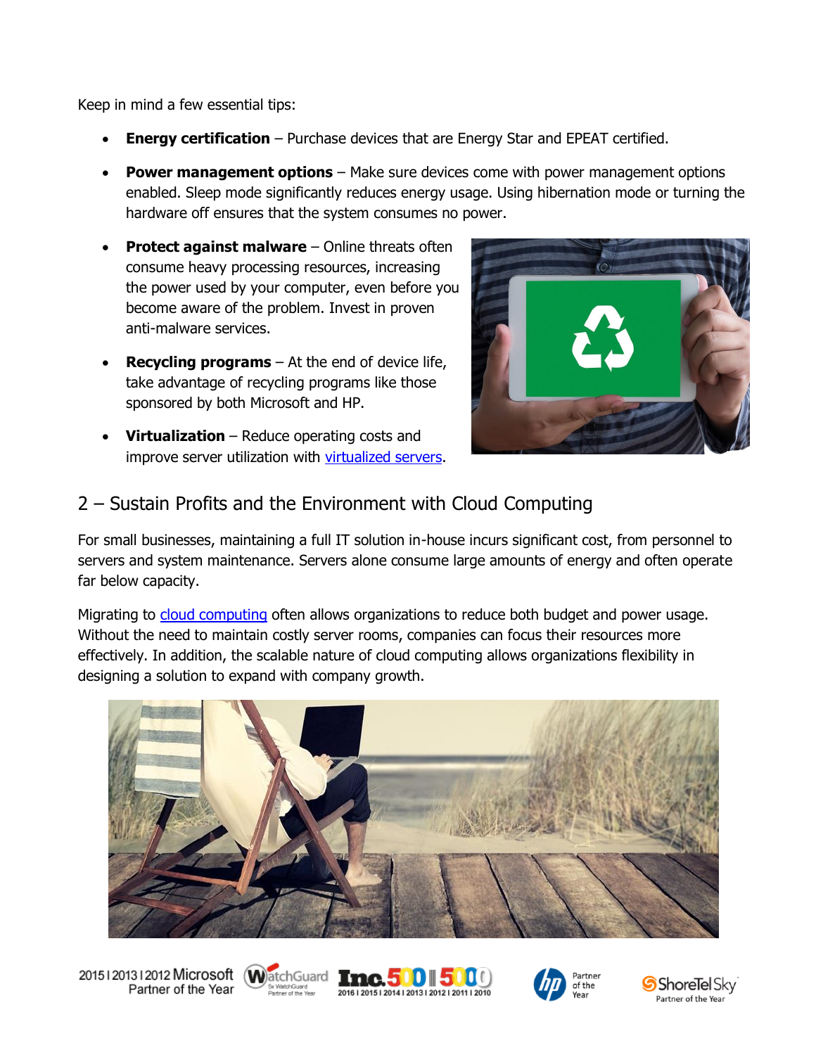Keep in mind a few essential tips:

- **Energy certification** – Purchase devices that are Energy Star and EPEAT certified.
- **Power management options** – Make sure devices come with power management options enabled. Sleep mode significantly reduces energy usage. Using hibernation mode or turning the hardware off ensures that the system consumes no power.
- **Protect against malware** – Online threats often consume heavy processing resources, increasing the power used by your computer, even before you become aware of the problem. Invest in proven anti-malware services.
- **Recycling programs** – At the end of device life, take advantage of recycling programs like those sponsored by both Microsoft and HP.
- **Virtualization** – Reduce operating costs and improve server utilization with virtualized servers.

## 2 – Sustain Profits and the Environment with Cloud Computing

For small businesses, maintaining a full IT solution in-house incurs significant cost, from personnel to servers and system maintenance. Servers alone consume large amounts of energy and often operate far below capacity.

Migrating to cloud computing often allows organizations to reduce both budget and power usage. Without the need to maintain costly server rooms, companies can focus their resources more effectively. In addition, the scalable nature of cloud computing allows organizations flexibility in designing a solution to expand with company growth.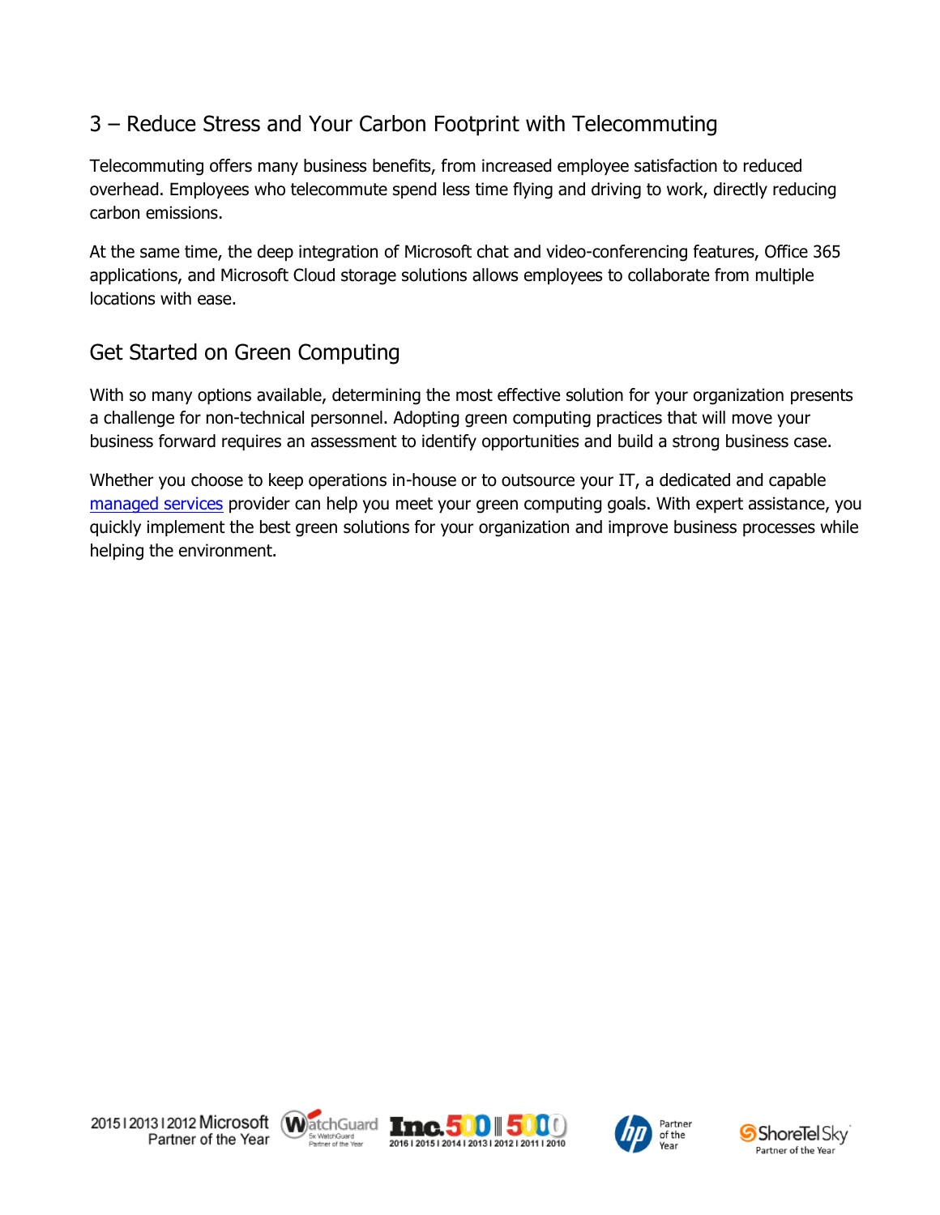## 3 – Reduce Stress and Your Carbon Footprint with Telecommuting

Telecommuting offers many business benefits, from increased employee satisfaction to reduced overhead. Employees who telecommute spend less time flying and driving to work, directly reducing carbon emissions.

At the same time, the deep integration of Microsoft chat and video-conferencing features, Office 365 applications, and Microsoft Cloud storage solutions allows employees to collaborate from multiple locations with ease.

## Get Started on Green Computing

With so many options available, determining the most effective solution for your organization presents a challenge for non-technical personnel. Adopting green computing practices that will move your business forward requires an assessment to identify opportunities and build a strong business case.

Whether you choose to keep operations in-house or to outsource your IT, a dedicated and capable managed services provider can help you meet your green computing goals. With expert assistance, you quickly implement the best green solutions for your organization and improve business processes while helping the environment.